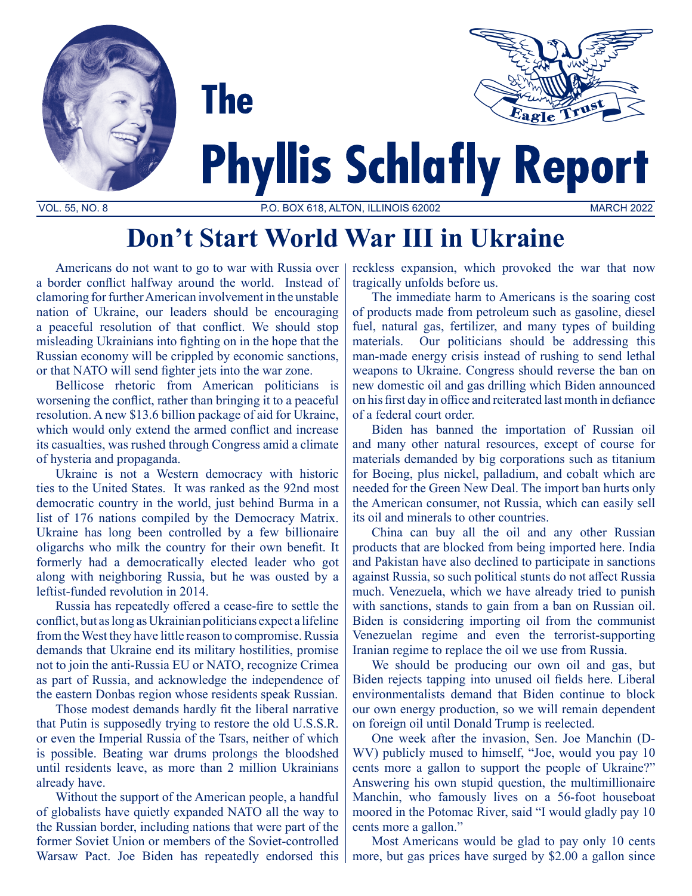# The Phyllis Schlafly Report

Eagle Trust

VOL. 55, NO. 8 — P.O. BOX 618, ALTON, ILLINOIS 62002 — MARCH 2022

## Don't Start World War III in Ukraine

Americans do not want to go to war with Russia over a border conflict halfway around the world. Instead of clamoring for further American involvement in the unstable nation of Ukraine, our leaders should be encouraging a peaceful resolution of that conflict. We should stop misleading Ukrainians into fighting on in the hope that the Russian economy will be crippled by economic sanctions, or that NATO will send fighter jets into the war zone.

Bellicose rhetoric from American politicians is worsening the conflict, rather than bringing it to a peaceful resolution. A new $13.6 billion package of aid for Ukraine, which would only extend the armed conflict and increase its casualties, was rushed through Congress amid a climate of hysteria and propaganda.

Ukraine is not a Western democracy with historic ties to the United States. It was ranked as the 92nd most democratic country in the world, just behind Burma in a list of 176 nations compiled by the Democracy Matrix. Ukraine has long been controlled by a few billionaire oligarchs who milk the country for their own benefit. It formerly had a democratically elected leader who got along with neighboring Russia, but he was ousted by a leftist-funded revolution in 2014.

Russia has repeatedly offered a cease-fire to settle the conflict, but as long as Ukrainian politicians expect a lifeline from the West they have little reason to compromise. Russia demands that Ukraine end its military hostilities, promise not to join the anti-Russia EU or NATO, recognize Crimea as part of Russia, and acknowledge the independence of the eastern Donbas region whose residents speak Russian.

Those modest demands hardly fit the liberal narrative that Putin is supposedly trying to restore the old U.S.S.R. or even the Imperial Russia of the Tsars, neither of which is possible. Beating war drums prolongs the bloodshed until residents leave, as more than 2 million Ukrainians already have.

Without the support of the American people, a handful of globalists have quietly expanded NATO all the way to the Russian border, including nations that were part of the former Soviet Union or members of the Soviet-controlled Warsaw Pact. Joe Biden has repeatedly endorsed this reckless expansion, which provoked the war that now tragically unfolds before us.

The immediate harm to Americans is the soaring cost of products made from petroleum such as gasoline, diesel fuel, natural gas, fertilizer, and many types of building materials. Our politicians should be addressing this man-made energy crisis instead of rushing to send lethal weapons to Ukraine. Congress should reverse the ban on new domestic oil and gas drilling which Biden announced on his first day in office and reiterated last month in defiance of a federal court order.

Biden has banned the importation of Russian oil and many other natural resources, except of course for materials demanded by big corporations such as titanium for Boeing, plus nickel, palladium, and cobalt which are needed for the Green New Deal. The import ban hurts only the American consumer, not Russia, which can easily sell its oil and minerals to other countries.

China can buy all the oil and any other Russian products that are blocked from being imported here. India and Pakistan have also declined to participate in sanctions against Russia, so such political stunts do not affect Russia much. Venezuela, which we have already tried to punish with sanctions, stands to gain from a ban on Russian oil. Biden is considering importing oil from the communist Venezuelan regime and even the terrorist-supporting Iranian regime to replace the oil we use from Russia.

We should be producing our own oil and gas, but Biden rejects tapping into unused oil fields here. Liberal environmentalists demand that Biden continue to block our own energy production, so we will remain dependent on foreign oil until Donald Trump is reelected.

One week after the invasion, Sen. Joe Manchin (D-WV) publicly mused to himself, "Joe, would you pay 10 cents more a gallon to support the people of Ukraine?" Answering his own stupid question, the multimillionaire Manchin, who famously lives on a 56-foot houseboat moored in the Potomac River, said "I would gladly pay 10 cents more a gallon."

Most Americans would be glad to pay only 10 cents more, but gas prices have surged by $2.00 a gallon since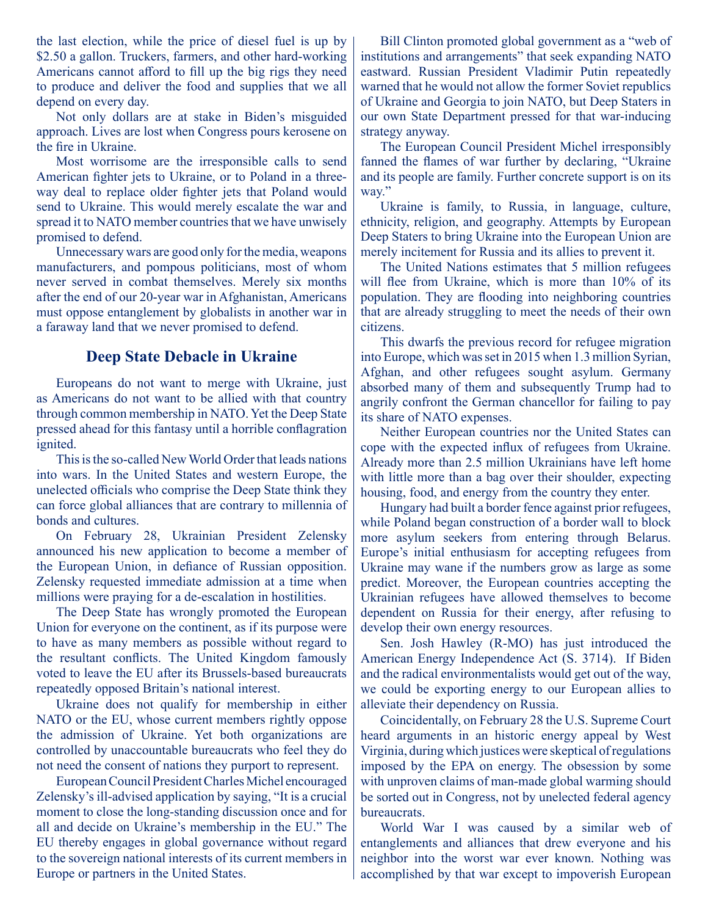the last election, while the price of diesel fuel is up by $2.50 a gallon. Truckers, farmers, and other hard-working Americans cannot afford to fill up the big rigs they need to produce and deliver the food and supplies that we all depend on every day.

Not only dollars are at stake in Biden's misguided approach. Lives are lost when Congress pours kerosene on the fire in Ukraine.

Most worrisome are the irresponsible calls to send American fighter jets to Ukraine, or to Poland in a three-way deal to replace older fighter jets that Poland would send to Ukraine. This would merely escalate the war and spread it to NATO member countries that we have unwisely promised to defend.

Unnecessary wars are good only for the media, weapons manufacturers, and pompous politicians, most of whom never served in combat themselves. Merely six months after the end of our 20-year war in Afghanistan, Americans must oppose entanglement by globalists in another war in a faraway land that we never promised to defend.

## Deep State Debacle in Ukraine

Europeans do not want to merge with Ukraine, just as Americans do not want to be allied with that country through common membership in NATO. Yet the Deep State pressed ahead for this fantasy until a horrible conflagration ignited.

This is the so-called New World Order that leads nations into wars. In the United States and western Europe, the unelected officials who comprise the Deep State think they can force global alliances that are contrary to millennia of bonds and cultures.

On February 28, Ukrainian President Zelensky announced his new application to become a member of the European Union, in defiance of Russian opposition. Zelensky requested immediate admission at a time when millions were praying for a de-escalation in hostilities.

The Deep State has wrongly promoted the European Union for everyone on the continent, as if its purpose were to have as many members as possible without regard to the resultant conflicts. The United Kingdom famously voted to leave the EU after its Brussels-based bureaucrats repeatedly opposed Britain's national interest.

Ukraine does not qualify for membership in either NATO or the EU, whose current members rightly oppose the admission of Ukraine. Yet both organizations are controlled by unaccountable bureaucrats who feel they do not need the consent of nations they purport to represent.

European Council President Charles Michel encouraged Zelensky's ill-advised application by saying, "It is a crucial moment to close the long-standing discussion once and for all and decide on Ukraine's membership in the EU." The EU thereby engages in global governance without regard to the sovereign national interests of its current members in Europe or partners in the United States.

Bill Clinton promoted global government as a "web of institutions and arrangements" that seek expanding NATO eastward. Russian President Vladimir Putin repeatedly warned that he would not allow the former Soviet republics of Ukraine and Georgia to join NATO, but Deep Staters in our own State Department pressed for that war-inducing strategy anyway.

The European Council President Michel irresponsibly fanned the flames of war further by declaring, "Ukraine and its people are family. Further concrete support is on its way."

Ukraine is family, to Russia, in language, culture, ethnicity, religion, and geography. Attempts by European Deep Staters to bring Ukraine into the European Union are merely incitement for Russia and its allies to prevent it.

The United Nations estimates that 5 million refugees will flee from Ukraine, which is more than 10% of its population. They are flooding into neighboring countries that are already struggling to meet the needs of their own citizens.

This dwarfs the previous record for refugee migration into Europe, which was set in 2015 when 1.3 million Syrian, Afghan, and other refugees sought asylum. Germany absorbed many of them and subsequently Trump had to angrily confront the German chancellor for failing to pay its share of NATO expenses.

Neither European countries nor the United States can cope with the expected influx of refugees from Ukraine. Already more than 2.5 million Ukrainians have left home with little more than a bag over their shoulder, expecting housing, food, and energy from the country they enter.

Hungary had built a border fence against prior refugees, while Poland began construction of a border wall to block more asylum seekers from entering through Belarus. Europe's initial enthusiasm for accepting refugees from Ukraine may wane if the numbers grow as large as some predict. Moreover, the European countries accepting the Ukrainian refugees have allowed themselves to become dependent on Russia for their energy, after refusing to develop their own energy resources.

Sen. Josh Hawley (R-MO) has just introduced the American Energy Independence Act (S. 3714). If Biden and the radical environmentalists would get out of the way, we could be exporting energy to our European allies to alleviate their dependency on Russia.

Coincidentally, on February 28 the U.S. Supreme Court heard arguments in an historic energy appeal by West Virginia, during which justices were skeptical of regulations imposed by the EPA on energy. The obsession by some with unproven claims of man-made global warming should be sorted out in Congress, not by unelected federal agency bureaucrats.

World War I was caused by a similar web of entanglements and alliances that drew everyone and his neighbor into the worst war ever known. Nothing was accomplished by that war except to impoverish European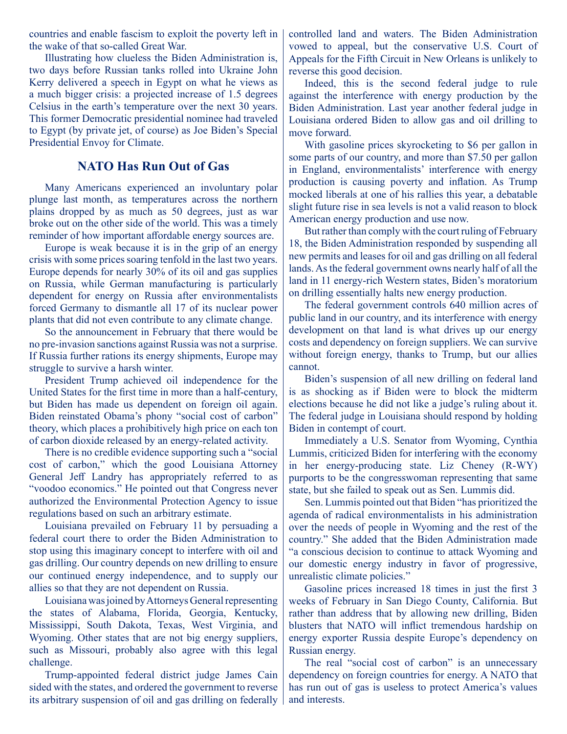countries and enable fascism to exploit the poverty left in the wake of that so-called Great War.

Illustrating how clueless the Biden Administration is, two days before Russian tanks rolled into Ukraine John Kerry delivered a speech in Egypt on what he views as a much bigger crisis: a projected increase of 1.5 degrees Celsius in the earth's temperature over the next 30 years. This former Democratic presidential nominee had traveled to Egypt (by private jet, of course) as Joe Biden's Special Presidential Envoy for Climate.

## NATO Has Run Out of Gas

Many Americans experienced an involuntary polar plunge last month, as temperatures across the northern plains dropped by as much as 50 degrees, just as war broke out on the other side of the world. This was a timely reminder of how important affordable energy sources are.

Europe is weak because it is in the grip of an energy crisis with some prices soaring tenfold in the last two years. Europe depends for nearly 30% of its oil and gas supplies on Russia, while German manufacturing is particularly dependent for energy on Russia after environmentalists forced Germany to dismantle all 17 of its nuclear power plants that did not even contribute to any climate change.

So the announcement in February that there would be no pre-invasion sanctions against Russia was not a surprise. If Russia further rations its energy shipments, Europe may struggle to survive a harsh winter.

President Trump achieved oil independence for the United States for the first time in more than a half-century, but Biden has made us dependent on foreign oil again. Biden reinstated Obama's phony "social cost of carbon" theory, which places a prohibitively high price on each ton of carbon dioxide released by an energy-related activity.

There is no credible evidence supporting such a "social cost of carbon," which the good Louisiana Attorney General Jeff Landry has appropriately referred to as "voodoo economics." He pointed out that Congress never authorized the Environmental Protection Agency to issue regulations based on such an arbitrary estimate.

Louisiana prevailed on February 11 by persuading a federal court there to order the Biden Administration to stop using this imaginary concept to interfere with oil and gas drilling. Our country depends on new drilling to ensure our continued energy independence, and to supply our allies so that they are not dependent on Russia.

Louisiana was joined by Attorneys General representing the states of Alabama, Florida, Georgia, Kentucky, Mississippi, South Dakota, Texas, West Virginia, and Wyoming. Other states that are not big energy suppliers, such as Missouri, probably also agree with this legal challenge.

Trump-appointed federal district judge James Cain sided with the states, and ordered the government to reverse its arbitrary suspension of oil and gas drilling on federally controlled land and waters. The Biden Administration vowed to appeal, but the conservative U.S. Court of Appeals for the Fifth Circuit in New Orleans is unlikely to reverse this good decision.

Indeed, this is the second federal judge to rule against the interference with energy production by the Biden Administration. Last year another federal judge in Louisiana ordered Biden to allow gas and oil drilling to move forward.

With gasoline prices skyrocketing to $6 per gallon in some parts of our country, and more than $7.50 per gallon in England, environmentalists' interference with energy production is causing poverty and inflation. As Trump mocked liberals at one of his rallies this year, a debatable slight future rise in sea levels is not a valid reason to block American energy production and use now.

But rather than comply with the court ruling of February 18, the Biden Administration responded by suspending all new permits and leases for oil and gas drilling on all federal lands. As the federal government owns nearly half of all the land in 11 energy-rich Western states, Biden's moratorium on drilling essentially halts new energy production.

The federal government controls 640 million acres of public land in our country, and its interference with energy development on that land is what drives up our energy costs and dependency on foreign suppliers. We can survive without foreign energy, thanks to Trump, but our allies cannot.

Biden's suspension of all new drilling on federal land is as shocking as if Biden were to block the midterm elections because he did not like a judge's ruling about it. The federal judge in Louisiana should respond by holding Biden in contempt of court.

Immediately a U.S. Senator from Wyoming, Cynthia Lummis, criticized Biden for interfering with the economy in her energy-producing state. Liz Cheney (R-WY) purports to be the congresswoman representing that same state, but she failed to speak out as Sen. Lummis did.

Sen. Lummis pointed out that Biden "has prioritized the agenda of radical environmentalists in his administration over the needs of people in Wyoming and the rest of the country." She added that the Biden Administration made "a conscious decision to continue to attack Wyoming and our domestic energy industry in favor of progressive, unrealistic climate policies."

Gasoline prices increased 18 times in just the first 3 weeks of February in San Diego County, California. But rather than address that by allowing new drilling, Biden blusters that NATO will inflict tremendous hardship on energy exporter Russia despite Europe's dependency on Russian energy.

The real "social cost of carbon" is an unnecessary dependency on foreign countries for energy. A NATO that has run out of gas is useless to protect America's values and interests.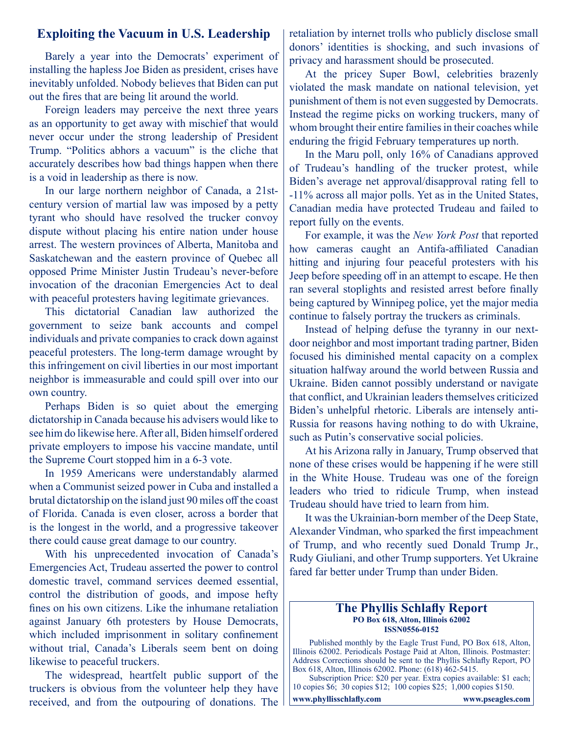## Exploiting the Vacuum in U.S. Leadership

Barely a year into the Democrats' experiment of installing the hapless Joe Biden as president, crises have inevitably unfolded. Nobody believes that Biden can put out the fires that are being lit around the world.

Foreign leaders may perceive the next three years as an opportunity to get away with mischief that would never occur under the strong leadership of President Trump. "Politics abhors a vacuum" is the cliche that accurately describes how bad things happen when there is a void in leadership as there is now.

In our large northern neighbor of Canada, a 21st-century version of martial law was imposed by a petty tyrant who should have resolved the trucker convoy dispute without placing his entire nation under house arrest. The western provinces of Alberta, Manitoba and Saskatchewan and the eastern province of Quebec all opposed Prime Minister Justin Trudeau's never-before invocation of the draconian Emergencies Act to deal with peaceful protesters having legitimate grievances.

This dictatorial Canadian law authorized the government to seize bank accounts and compel individuals and private companies to crack down against peaceful protesters. The long-term damage wrought by this infringement on civil liberties in our most important neighbor is immeasurable and could spill over into our own country.

Perhaps Biden is so quiet about the emerging dictatorship in Canada because his advisers would like to see him do likewise here. After all, Biden himself ordered private employers to impose his vaccine mandate, until the Supreme Court stopped him in a 6-3 vote.

In 1959 Americans were understandably alarmed when a Communist seized power in Cuba and installed a brutal dictatorship on the island just 90 miles off the coast of Florida. Canada is even closer, across a border that is the longest in the world, and a progressive takeover there could cause great damage to our country.

With his unprecedented invocation of Canada's Emergencies Act, Trudeau asserted the power to control domestic travel, command services deemed essential, control the distribution of goods, and impose hefty fines on his own citizens. Like the inhumane retaliation against January 6th protesters by House Democrats, which included imprisonment in solitary confinement without trial, Canada's Liberals seem bent on doing likewise to peaceful truckers.

The widespread, heartfelt public support of the truckers is obvious from the volunteer help they have received, and from the outpouring of donations. The retaliation by internet trolls who publicly disclose small donors' identities is shocking, and such invasions of privacy and harassment should be prosecuted.

At the pricey Super Bowl, celebrities brazenly violated the mask mandate on national television, yet punishment of them is not even suggested by Democrats. Instead the regime picks on working truckers, many of whom brought their entire families in their coaches while enduring the frigid February temperatures up north.

In the Maru poll, only 16% of Canadians approved of Trudeau's handling of the trucker protest, while Biden's average net approval/disapproval rating fell to -11% across all major polls. Yet as in the United States, Canadian media have protected Trudeau and failed to report fully on the events.

For example, it was the *New York Post* that reported how cameras caught an Antifa-affiliated Canadian hitting and injuring four peaceful protesters with his Jeep before speeding off in an attempt to escape. He then ran several stoplights and resisted arrest before finally being captured by Winnipeg police, yet the major media continue to falsely portray the truckers as criminals.

Instead of helping defuse the tyranny in our next-door neighbor and most important trading partner, Biden focused his diminished mental capacity on a complex situation halfway around the world between Russia and Ukraine. Biden cannot possibly understand or navigate that conflict, and Ukrainian leaders themselves criticized Biden's unhelpful rhetoric. Liberals are intensely anti-Russia for reasons having nothing to do with Ukraine, such as Putin's conservative social policies.

At his Arizona rally in January, Trump observed that none of these crises would be happening if he were still in the White House. Trudeau was one of the foreign leaders who tried to ridicule Trump, when instead Trudeau should have tried to learn from him.

It was the Ukrainian-born member of the Deep State, Alexander Vindman, who sparked the first impeachment of Trump, and who recently sued Donald Trump Jr., Rudy Giuliani, and other Trump supporters. Yet Ukraine fared far better under Trump than under Biden.

---

**The Phyllis Schlafly Report**
**PO Box 618, Alton, Illinois 62002**
**ISSN0556-0152**

Published monthly by the Eagle Trust Fund, PO Box 618, Alton, Illinois 62002. Periodicals Postage Paid at Alton, Illinois. Postmaster: Address Corrections should be sent to the Phyllis Schlafly Report, PO Box 618, Alton, Illinois 62002. Phone: (618) 462-5415.

Subscription Price: $20 per year. Extra copies available: $1 each; 10 copies $6; 30 copies $12; 100 copies $25; 1,000 copies $150.

**www.phyllisschlafly.com** **www.pseagles.com**